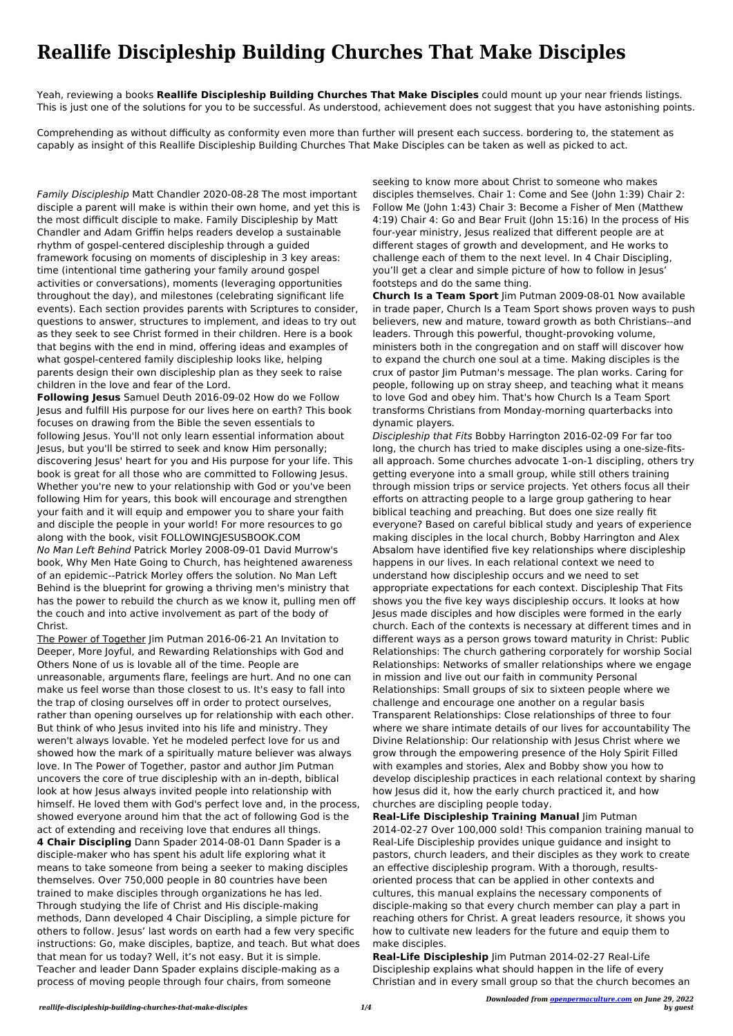# Reallife Discipleship Building Churches That Make Disciples

Yeah, reviewing a books **Reallife Discipleship Building Churches That Make Disciples** could mount up your near friends listings. This is just one of the solutions for you to be successful. As understood, achievement does not suggest that you have astonishing points.

Comprehending as without difficulty as conformity even more than further will present each success. bordering to, the statement as capably as insight of this Reallife Discipleship Building Churches That Make Disciples can be taken as well as picked to act.

*Family Discipleship* Matt Chandler 2020-08-28 The most important disciple a parent will make is within their own home, and yet this is the most difficult disciple to make. Family Discipleship by Matt Chandler and Adam Griffin helps readers develop a sustainable rhythm of gospel-centered discipleship through a guided framework focusing on moments of discipleship in 3 key areas: time (intentional time gathering your family around gospel activities or conversations), moments (leveraging opportunities throughout the day), and milestones (celebrating significant life events). Each section provides parents with Scriptures to consider, questions to answer, structures to implement, and ideas to try out as they seek to see Christ formed in their children. Here is a book that begins with the end in mind, offering ideas and examples of what gospel-centered family discipleship looks like, helping parents design their own discipleship plan as they seek to raise children in the love and fear of the Lord.

**Following Jesus** Samuel Deuth 2016-09-02 How do we Follow Jesus and fulfill His purpose for our lives here on earth? This book focuses on drawing from the Bible the seven essentials to following Jesus. You'll not only learn essential information about Jesus, but you'll be stirred to seek and know Him personally; discovering Jesus' heart for you and His purpose for your life. This book is great for all those who are committed to Following Jesus. Whether you're new to your relationship with God or you've been following Him for years, this book will encourage and strengthen your faith and it will equip and empower you to share your faith and disciple the people in your world! For more resources to go along with the book, visit FOLLOWINGJESUSBOOK.COM

*No Man Left Behind* Patrick Morley 2008-09-01 David Murrow's book, Why Men Hate Going to Church, has heightened awareness of an epidemic--Patrick Morley offers the solution. No Man Left Behind is the blueprint for growing a thriving men's ministry that has the power to rebuild the church as we know it, pulling men off the couch and into active involvement as part of the body of Christ.

The Power of Together Jim Putman 2016-06-21 An Invitation to Deeper, More Joyful, and Rewarding Relationships with God and Others None of us is lovable all of the time. People are unreasonable, arguments flare, feelings are hurt. And no one can make us feel worse than those closest to us. It's easy to fall into the trap of closing ourselves off in order to protect ourselves, rather than opening ourselves up for relationship with each other. But think of who Jesus invited into his life and ministry. They weren't always lovable. Yet he modeled perfect love for us and showed how the mark of a spiritually mature believer was always love. In The Power of Together, pastor and author Jim Putman uncovers the core of true discipleship with an in-depth, biblical look at how Jesus always invited people into relationship with himself. He loved them with God's perfect love and, in the process, showed everyone around him that the act of following God is the act of extending and receiving love that endures all things.

**4 Chair Discipling** Dann Spader 2014-08-01 Dann Spader is a disciple-maker who has spent his adult life exploring what it means to take someone from being a seeker to making disciples themselves. Over 750,000 people in 80 countries have been trained to make disciples through organizations he has led. Through studying the life of Christ and His disciple-making methods, Dann developed 4 Chair Discipling, a simple picture for others to follow. Jesus' last words on earth had a few very specific instructions: Go, make disciples, baptize, and teach. But what does that mean for us today? Well, it's not easy. But it is simple. Teacher and leader Dann Spader explains disciple-making as a process of moving people through four chairs, from someone seeking to know more about Christ to someone who makes disciples themselves. Chair 1: Come and See (John 1:39) Chair 2: Follow Me (John 1:43) Chair 3: Become a Fisher of Men (Matthew 4:19) Chair 4: Go and Bear Fruit (John 15:16) In the process of His four-year ministry, Jesus realized that different people are at different stages of growth and development, and He works to challenge each of them to the next level. In 4 Chair Discipling, you'll get a clear and simple picture of how to follow in Jesus' footsteps and do the same thing.

**Church Is a Team Sport** Jim Putman 2009-08-01 Now available in trade paper, Church Is a Team Sport shows proven ways to push believers, new and mature, toward growth as both Christians--and leaders. Through this powerful, thought-provoking volume, ministers both in the congregation and on staff will discover how to expand the church one soul at a time. Making disciples is the crux of pastor Jim Putman's message. The plan works. Caring for people, following up on stray sheep, and teaching what it means to love God and obey him. That's how Church Is a Team Sport transforms Christians from Monday-morning quarterbacks into dynamic players.

*Discipleship that Fits* Bobby Harrington 2016-02-09 For far too long, the church has tried to make disciples using a one-size-fits-all approach. Some churches advocate 1-on-1 discipling, others try getting everyone into a small group, while still others training through mission trips or service projects. Yet others focus all their efforts on attracting people to a large group gathering to hear biblical teaching and preaching. But does one size really fit everyone? Based on careful biblical study and years of experience making disciples in the local church, Bobby Harrington and Alex Absalom have identified five key relationships where discipleship happens in our lives. In each relational context we need to understand how discipleship occurs and we need to set appropriate expectations for each context. Discipleship That Fits shows you the five key ways discipleship occurs. It looks at how Jesus made disciples and how disciples were formed in the early church. Each of the contexts is necessary at different times and in different ways as a person grows toward maturity in Christ: Public Relationships: The church gathering corporately for worship Social Relationships: Networks of smaller relationships where we engage in mission and live out our faith in community Personal Relationships: Small groups of six to sixteen people where we challenge and encourage one another on a regular basis Transparent Relationships: Close relationships of three to four where we share intimate details of our lives for accountability The Divine Relationship: Our relationship with Jesus Christ where we grow through the empowering presence of the Holy Spirit Filled with examples and stories, Alex and Bobby show you how to develop discipleship practices in each relational context by sharing how Jesus did it, how the early church practiced it, and how churches are discipling people today.

**Real-Life Discipleship Training Manual** Jim Putman 2014-02-27 Over 100,000 sold! This companion training manual to Real-Life Discipleship provides unique guidance and insight to pastors, church leaders, and their disciples as they work to create an effective discipleship program. With a thorough, results-oriented process that can be applied in other contexts and cultures, this manual explains the necessary components of disciple-making so that every church member can play a part in reaching others for Christ. A great leaders resource, it shows you how to cultivate new leaders for the future and equip them to make disciples.

**Real-Life Discipleship** Jim Putman 2014-02-27 Real-Life Discipleship explains what should happen in the life of every Christian and in every small group so that the church becomes an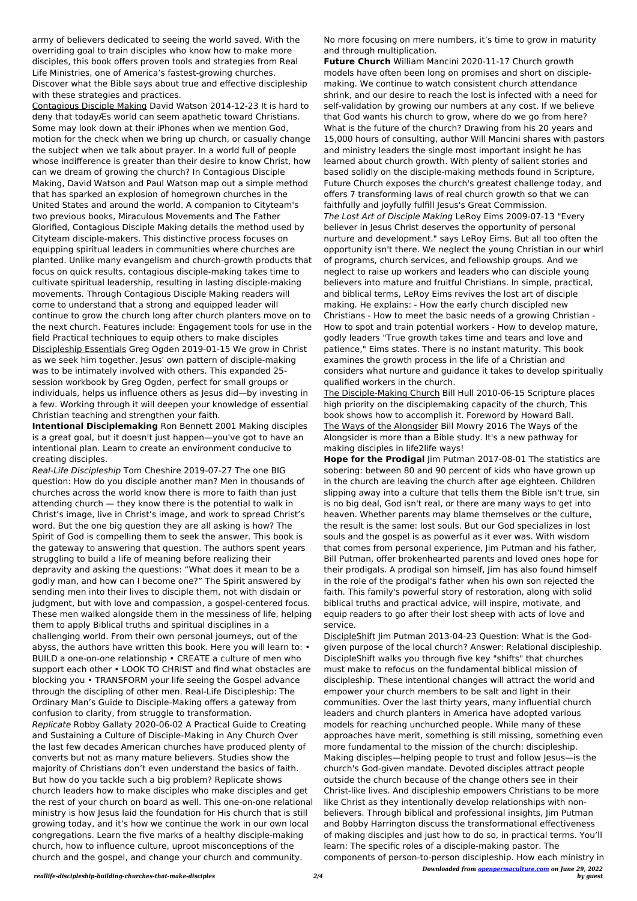army of believers dedicated to seeing the world saved. With the overriding goal to train disciples who know how to make more disciples, this book offers proven tools and strategies from Real Life Ministries, one of America's fastest-growing churches. Discover what the Bible says about true and effective discipleship with these strategies and practices.

Contagious Disciple Making David Watson 2014-12-23 It is hard to deny that todayÆs world can seem apathetic toward Christians. Some may look down at their iPhones when we mention God, motion for the check when we bring up church, or casually change the subject when we talk about prayer. In a world full of people whose indifference is greater than their desire to know Christ, how can we dream of growing the church? In Contagious Disciple Making, David Watson and Paul Watson map out a simple method that has sparked an explosion of homegrown churches in the United States and around the world. A companion to Cityteam's two previous books, Miraculous Movements and The Father Glorified, Contagious Disciple Making details the method used by Cityteam disciple-makers. This distinctive process focuses on equipping spiritual leaders in communities where churches are planted. Unlike many evangelism and church-growth products that focus on quick results, contagious disciple-making takes time to cultivate spiritual leadership, resulting in lasting disciple-making movements. Through Contagious Disciple Making readers will come to understand that a strong and equipped leader will continue to grow the church long after church planters move on to the next church. Features include: Engagement tools for use in the field Practical techniques to equip others to make disciples

Discipleship Essentials Greg Ogden 2019-01-15 We grow in Christ as we seek him together. Jesus' own pattern of disciple-making was to be intimately involved with others. This expanded 25-session workbook by Greg Ogden, perfect for small groups or individuals, helps us influence others as Jesus did—by investing in a few. Working through it will deepen your knowledge of essential Christian teaching and strengthen your faith.

**Intentional Disciplemaking** Ron Bennett 2001 Making disciples is a great goal, but it doesn't just happen—you've got to have an intentional plan. Learn to create an environment conducive to creating disciples.

*Real-Life Discipleship* Tom Cheshire 2019-07-27 The one BIG question: How do you disciple another man? Men in thousands of churches across the world know there is more to faith than just attending church — they know there is the potential to walk in Christ's image, live in Christ's image, and work to spread Christ's word. But the one big question they are all asking is how? The Spirit of God is compelling them to seek the answer. This book is the gateway to answering that question. The authors spent years struggling to build a life of meaning before realizing their depravity and asking the questions: "What does it mean to be a godly man, and how can I become one?" The Spirit answered by sending men into their lives to disciple them, not with disdain or judgment, but with love and compassion, a gospel-centered focus. These men walked alongside them in the messiness of life, helping them to apply Biblical truths and spiritual disciplines in a challenging world. From their own personal journeys, out of the abyss, the authors have written this book. Here you will learn to: • BUILD a one-on-one relationship • CREATE a culture of men who support each other • LOOK TO CHRIST and find what obstacles are blocking you • TRANSFORM your life seeing the Gospel advance through the discipling of other men. Real-Life Discipleship: The Ordinary Man's Guide to Disciple-Making offers a gateway from confusion to clarity, from struggle to transformation.

*Replicate* Robby Gallaty 2020-06-02 A Practical Guide to Creating and Sustaining a Culture of Disciple-Making in Any Church Over the last few decades American churches have produced plenty of converts but not as many mature believers. Studies show the majority of Christians don't even understand the basics of faith. But how do you tackle such a big problem? Replicate shows church leaders how to make disciples who make disciples and get the rest of your church on board as well. This one-on-one relational ministry is how Jesus laid the foundation for His church that is still growing today, and it's how we continue the work in our own local congregations. Learn the five marks of a healthy disciple-making church, how to influence culture, uproot misconceptions of the church and the gospel, and change your church and community. No more focusing on mere numbers, it's time to grow in maturity and through multiplication.

**Future Church** William Mancini 2020-11-17 Church growth models have often been long on promises and short on disciple-making. We continue to watch consistent church attendance shrink, and our desire to reach the lost is infected with a need for self-validation by growing our numbers at any cost. If we believe that God wants his church to grow, where do we go from here? What is the future of the church? Drawing from his 20 years and 15,000 hours of consulting, author Will Mancini shares with pastors and ministry leaders the single most important insight he has learned about church growth. With plenty of salient stories and based solidly on the disciple-making methods found in Scripture, Future Church exposes the church's greatest challenge today, and offers 7 transforming laws of real church growth so that we can faithfully and joyfully fulfill Jesus's Great Commission.

*The Lost Art of Disciple Making* LeRoy Eims 2009-07-13 "Every believer in Jesus Christ deserves the opportunity of personal nurture and development." says LeRoy Eims. But all too often the opportunity isn't there. We neglect the young Christian in our whirl of programs, church services, and fellowship groups. And we neglect to raise up workers and leaders who can disciple young believers into mature and fruitful Christians. In simple, practical, and biblical terms, LeRoy Eims revives the lost art of disciple making. He explains: - How the early church discipled new Christians - How to meet the basic needs of a growing Christian - How to spot and train potential workers - How to develop mature, godly leaders "True growth takes time and tears and love and patience," Eims states. There is no instant maturity. This book examines the growth process in the life of a Christian and considers what nurture and guidance it takes to develop spiritually qualified workers in the church.

The Disciple-Making Church Bill Hull 2010-06-15 Scripture places high priority on the disciplemaking capacity of the church, This book shows how to accomplish it. Foreword by Howard Ball.

The Ways of the Alongsider Bill Mowry 2016 The Ways of the Alongsider is more than a Bible study. It's a new pathway for making disciples in life2life ways!

**Hope for the Prodigal** Jim Putman 2017-08-01 The statistics are sobering: between 80 and 90 percent of kids who have grown up in the church are leaving the church after age eighteen. Children slipping away into a culture that tells them the Bible isn't true, sin is no big deal, God isn't real, or there are many ways to get into heaven. Whether parents may blame themselves or the culture, the result is the same: lost souls. But our God specializes in lost souls and the gospel is as powerful as it ever was. With wisdom that comes from personal experience, Jim Putman and his father, Bill Putman, offer brokenhearted parents and loved ones hope for their prodigals. A prodigal son himself, Jim has also found himself in the role of the prodigal's father when his own son rejected the faith. This family's powerful story of restoration, along with solid biblical truths and practical advice, will inspire, motivate, and equip readers to go after their lost sheep with acts of love and service.

DiscipleShift Jim Putman 2013-04-23 Question: What is the God-given purpose of the local church? Answer: Relational discipleship. DiscipleShift walks you through five key "shifts" that churches must make to refocus on the fundamental biblical mission of discipleship. These intentional changes will attract the world and empower your church members to be salt and light in their communities. Over the last thirty years, many influential church leaders and church planters in America have adopted various models for reaching unchurched people. While many of these approaches have merit, something is still missing, something even more fundamental to the mission of the church: discipleship. Making disciples—helping people to trust and follow Jesus—is the church's God-given mandate. Devoted disciples attract people outside the church because of the change others see in their Christ-like lives. And discipleship empowers Christians to be more like Christ as they intentionally develop relationships with non-believers. Through biblical and professional insights, Jim Putman and Bobby Harrington discuss the transformational effectiveness of making disciples and just how to do so, in practical terms. You'll learn: The specific roles of a disciple-making pastor. The components of person-to-person discipleship. How each ministry in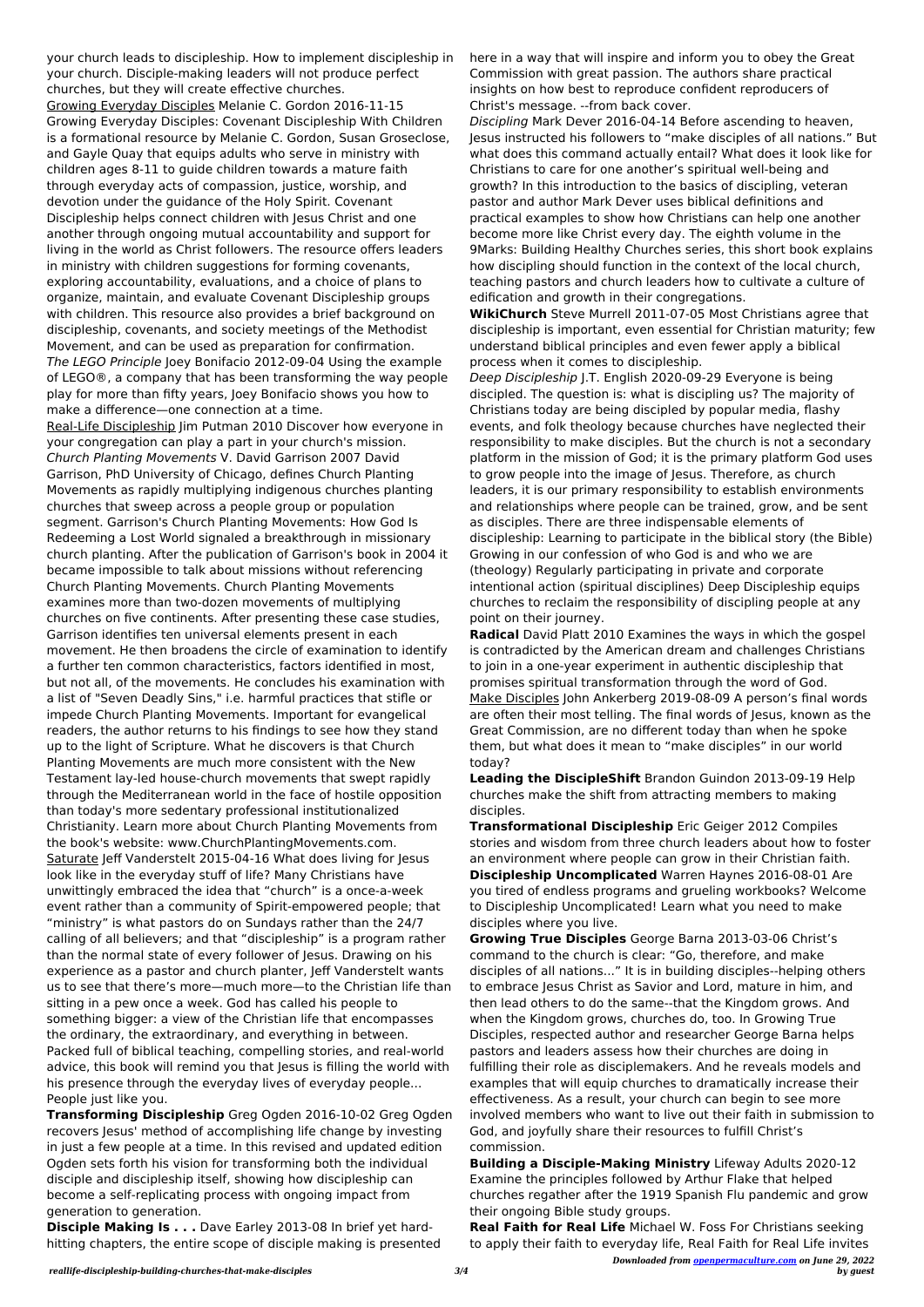your church leads to discipleship. How to implement discipleship in your church. Disciple-making leaders will not produce perfect churches, but they will create effective churches.

Growing Everyday Disciples Melanie C. Gordon 2016-11-15 Growing Everyday Disciples: Covenant Discipleship With Children is a formational resource by Melanie C. Gordon, Susan Groseclose, and Gayle Quay that equips adults who serve in ministry with children ages 8-11 to guide children towards a mature faith through everyday acts of compassion, justice, worship, and devotion under the guidance of the Holy Spirit. Covenant Discipleship helps connect children with Jesus Christ and one another through ongoing mutual accountability and support for living in the world as Christ followers. The resource offers leaders in ministry with children suggestions for forming covenants, exploring accountability, evaluations, and a choice of plans to organize, maintain, and evaluate Covenant Discipleship groups with children. This resource also provides a brief background on discipleship, covenants, and society meetings of the Methodist Movement, and can be used as preparation for confirmation.

*The LEGO Principle* Joey Bonifacio 2012-09-04 Using the example of LEGO®, a company that has been transforming the way people play for more than fifty years, Joey Bonifacio shows you how to make a difference—one connection at a time.

Real-Life Discipleship Jim Putman 2010 Discover how everyone in your congregation can play a part in your church's mission.

*Church Planting Movements* V. David Garrison 2007 David Garrison, PhD University of Chicago, defines Church Planting Movements as rapidly multiplying indigenous churches planting churches that sweep across a people group or population segment. Garrison's Church Planting Movements: How God Is Redeeming a Lost World signaled a breakthrough in missionary church planting. After the publication of Garrison's book in 2004 it became impossible to talk about missions without referencing Church Planting Movements. Church Planting Movements examines more than two-dozen movements of multiplying churches on five continents. After presenting these case studies, Garrison identifies ten universal elements present in each movement. He then broadens the circle of examination to identify a further ten common characteristics, factors identified in most, but not all, of the movements. He concludes his examination with a list of "Seven Deadly Sins," i.e. harmful practices that stifle or impede Church Planting Movements. Important for evangelical readers, the author returns to his findings to see how they stand up to the light of Scripture. What he discovers is that Church Planting Movements are much more consistent with the New Testament lay-led house-church movements that swept rapidly through the Mediterranean world in the face of hostile opposition than today's more sedentary professional institutionalized Christianity. Learn more about Church Planting Movements from the book's website: www.ChurchPlantingMovements.com.

Saturate Jeff Vanderstelt 2015-04-16 What does living for Jesus look like in the everyday stuff of life? Many Christians have unwittingly embraced the idea that "church" is a once-a-week event rather than a community of Spirit-empowered people; that "ministry" is what pastors do on Sundays rather than the 24/7 calling of all believers; and that "discipleship" is a program rather than the normal state of every follower of Jesus. Drawing on his experience as a pastor and church planter, Jeff Vanderstelt wants us to see that there's more—much more—to the Christian life than sitting in a pew once a week. God has called his people to something bigger: a view of the Christian life that encompasses the ordinary, the extraordinary, and everything in between. Packed full of biblical teaching, compelling stories, and real-world advice, this book will remind you that Jesus is filling the world with his presence through the everyday lives of everyday people... People just like you.

**Transforming Discipleship** Greg Ogden 2016-10-02 Greg Ogden recovers Jesus' method of accomplishing life change by investing in just a few people at a time. In this revised and updated edition Ogden sets forth his vision for transforming both the individual disciple and discipleship itself, showing how discipleship can become a self-replicating process with ongoing impact from generation to generation.

**Disciple Making Is . . .** Dave Earley 2013-08 In brief yet hard-hitting chapters, the entire scope of disciple making is presented here in a way that will inspire and inform you to obey the Great Commission with great passion. The authors share practical insights on how best to reproduce confident reproducers of Christ's message. --from back cover.

*Discipling* Mark Dever 2016-04-14 Before ascending to heaven, Jesus instructed his followers to "make disciples of all nations." But what does this command actually entail? What does it look like for Christians to care for one another's spiritual well-being and growth? In this introduction to the basics of discipling, veteran pastor and author Mark Dever uses biblical definitions and practical examples to show how Christians can help one another become more like Christ every day. The eighth volume in the 9Marks: Building Healthy Churches series, this short book explains how discipling should function in the context of the local church, teaching pastors and church leaders how to cultivate a culture of edification and growth in their congregations.

**WikiChurch** Steve Murrell 2011-07-05 Most Christians agree that discipleship is important, even essential for Christian maturity; few understand biblical principles and even fewer apply a biblical process when it comes to discipleship.

*Deep Discipleship* J.T. English 2020-09-29 Everyone is being discipled. The question is: what is discipling us? The majority of Christians today are being discipled by popular media, flashy events, and folk theology because churches have neglected their responsibility to make disciples. But the church is not a secondary platform in the mission of God; it is the primary platform God uses to grow people into the image of Jesus. Therefore, as church leaders, it is our primary responsibility to establish environments and relationships where people can be trained, grow, and be sent as disciples. There are three indispensable elements of discipleship: Learning to participate in the biblical story (the Bible) Growing in our confession of who God is and who we are (theology) Regularly participating in private and corporate intentional action (spiritual disciplines) Deep Discipleship equips churches to reclaim the responsibility of discipling people at any point on their journey.

**Radical** David Platt 2010 Examines the ways in which the gospel is contradicted by the American dream and challenges Christians to join in a one-year experiment in authentic discipleship that promises spiritual transformation through the word of God.

Make Disciples John Ankerberg 2019-08-09 A person's final words are often their most telling. The final words of Jesus, known as the Great Commission, are no different today than when he spoke them, but what does it mean to "make disciples" in our world today?

**Leading the DiscipleShift** Brandon Guindon 2013-09-19 Help churches make the shift from attracting members to making disciples.

**Transformational Discipleship** Eric Geiger 2012 Compiles stories and wisdom from three church leaders about how to foster an environment where people can grow in their Christian faith.

**Discipleship Uncomplicated** Warren Haynes 2016-08-01 Are you tired of endless programs and grueling workbooks? Welcome to Discipleship Uncomplicated! Learn what you need to make disciples where you live.

**Growing True Disciples** George Barna 2013-03-06 Christ's command to the church is clear: "Go, therefore, and make disciples of all nations..." It is in building disciples--helping others to embrace Jesus Christ as Savior and Lord, mature in him, and then lead others to do the same--that the Kingdom grows. And when the Kingdom grows, churches do, too. In Growing True Disciples, respected author and researcher George Barna helps pastors and leaders assess how their churches are doing in fulfilling their role as disciplemakers. And he reveals models and examples that will equip churches to dramatically increase their effectiveness. As a result, your church can begin to see more involved members who want to live out their faith in submission to God, and joyfully share their resources to fulfill Christ's commission.

**Building a Disciple-Making Ministry** Lifeway Adults 2020-12 Examine the principles followed by Arthur Flake that helped churches regather after the 1919 Spanish Flu pandemic and grow their ongoing Bible study groups.

**Real Faith for Real Life** Michael W. Foss For Christians seeking to apply their faith to everyday life, Real Faith for Real Life invites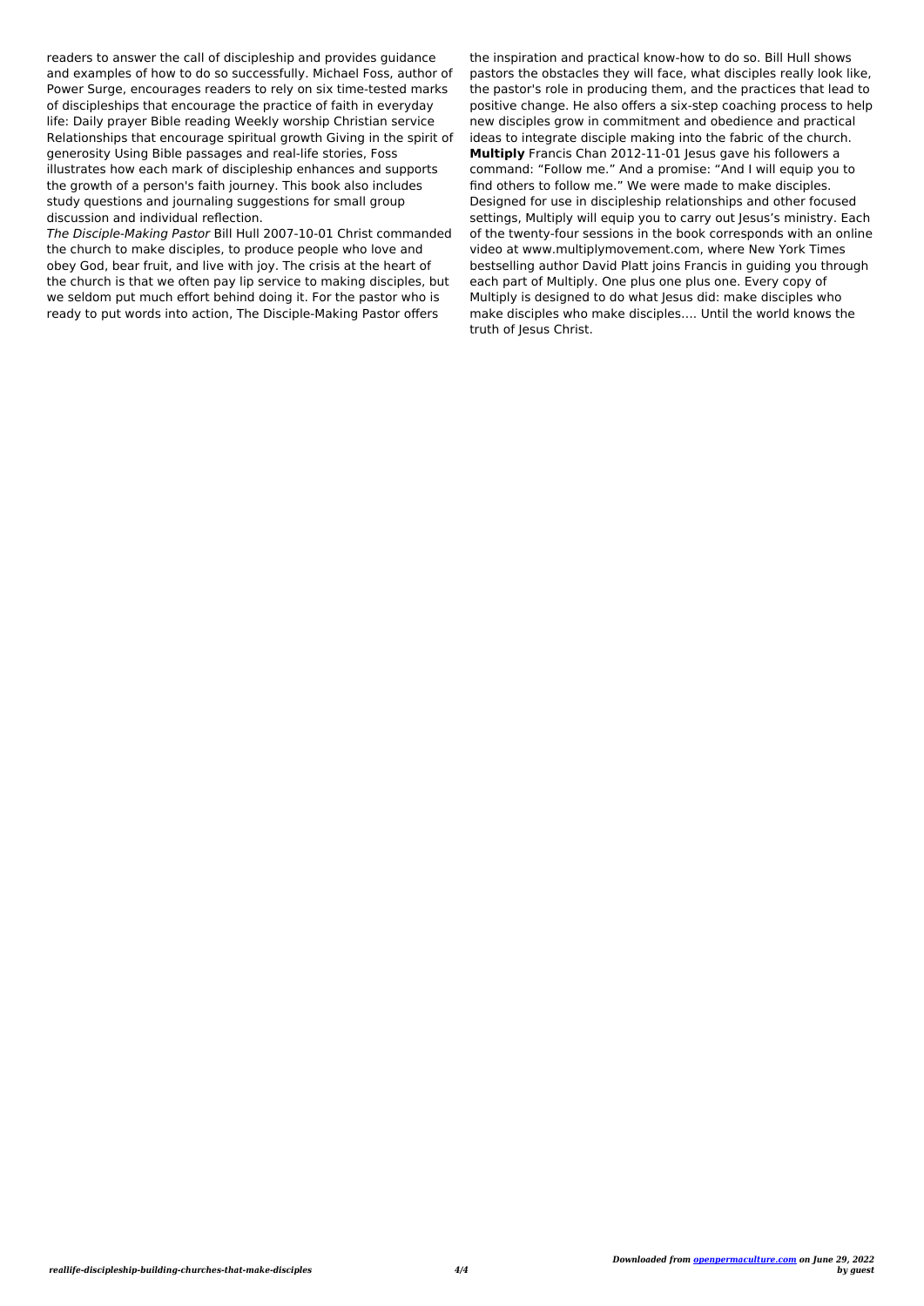readers to answer the call of discipleship and provides guidance and examples of how to do so successfully. Michael Foss, author of Power Surge, encourages readers to rely on six time-tested marks of discipleships that encourage the practice of faith in everyday life: Daily prayer Bible reading Weekly worship Christian service Relationships that encourage spiritual growth Giving in the spirit of generosity Using Bible passages and real-life stories, Foss illustrates how each mark of discipleship enhances and supports the growth of a person's faith journey. This book also includes study questions and journaling suggestions for small group discussion and individual reflection.

*The Disciple-Making Pastor* Bill Hull 2007-10-01 Christ commanded the church to make disciples, to produce people who love and obey God, bear fruit, and live with joy. The crisis at the heart of the church is that we often pay lip service to making disciples, but we seldom put much effort behind doing it. For the pastor who is ready to put words into action, The Disciple-Making Pastor offers the inspiration and practical know-how to do so. Bill Hull shows pastors the obstacles they will face, what disciples really look like, the pastor's role in producing them, and the practices that lead to positive change. He also offers a six-step coaching process to help new disciples grow in commitment and obedience and practical ideas to integrate disciple making into the fabric of the church.

**Multiply** Francis Chan 2012-11-01 Jesus gave his followers a command: "Follow me." And a promise: "And I will equip you to find others to follow me." We were made to make disciples. Designed for use in discipleship relationships and other focused settings, Multiply will equip you to carry out Jesus's ministry. Each of the twenty-four sessions in the book corresponds with an online video at www.multiplymovement.com, where New York Times bestselling author David Platt joins Francis in guiding you through each part of Multiply. One plus one plus one. Every copy of Multiply is designed to do what Jesus did: make disciples who make disciples who make disciples…. Until the world knows the truth of Jesus Christ.